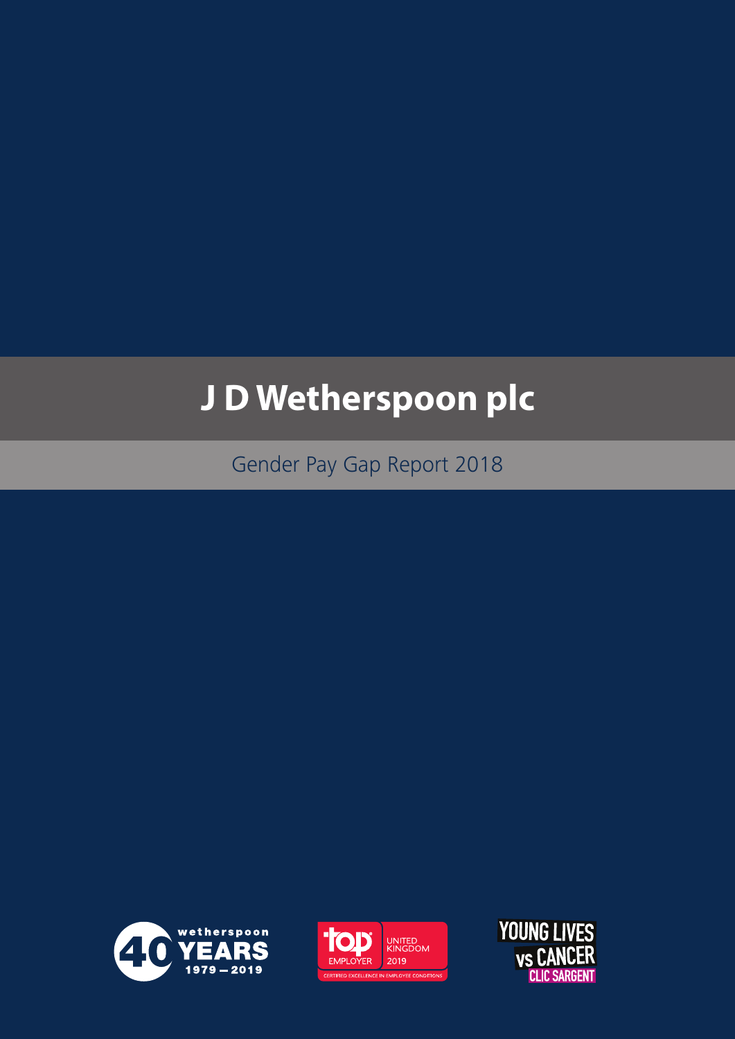# J D Wetherspoon plc

## Gender Pay Gap Report 2018

wetherspoon 40 YEARS 1979 — 2019

top EMPLOYER UNITED KINGDOM 2019 CERTIFIED EXCELLENCE IN EMPLOYEE CONDITIONS

YOUNG LIVES vs CANCER CLIC SARGENT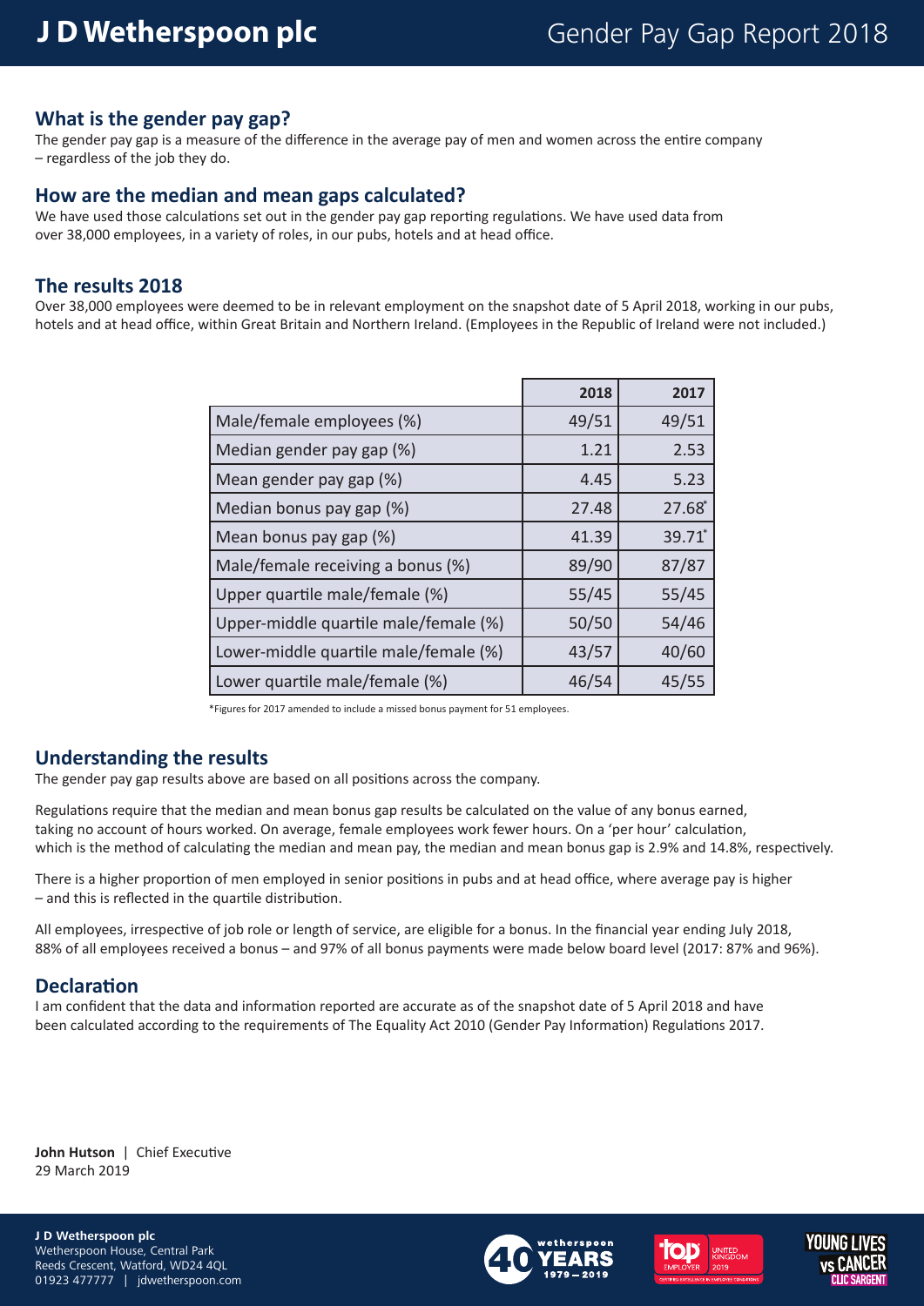# J D Wetherspoon plc

## Gender Pay Gap Report 2018

### What is the gender pay gap?

The gender pay gap is a measure of the difference in the average pay of men and women across the entire company – regardless of the job they do.

### How are the median and mean gaps calculated?

We have used those calculations set out in the gender pay gap reporting regulations. We have used data from over 38,000 employees, in a variety of roles, in our pubs, hotels and at head office.

### The results 2018

Over 38,000 employees were deemed to be in relevant employment on the snapshot date of 5 April 2018, working in our pubs, hotels and at head office, within Great Britain and Northern Ireland. (Employees in the Republic of Ireland were not included.)

| | 2018 | 2017 |
|---|---|---|
| Male/female employees (%) | 49/51 | 49/51 |
| Median gender pay gap (%) | 1.21 | 2.53 |
| Mean gender pay gap (%) | 4.45 | 5.23 |
| Median bonus pay gap (%) | 27.48 | 27.68* |
| Mean bonus pay gap (%) | 41.39 | 39.71* |
| Male/female receiving a bonus (%) | 89/90 | 87/87 |
| Upper quartile male/female (%) | 55/45 | 55/45 |
| Upper-middle quartile male/female (%) | 50/50 | 54/46 |
| Lower-middle quartile male/female (%) | 43/57 | 40/60 |
| Lower quartile male/female (%) | 46/54 | 45/55 |

*Figures for 2017 amended to include a missed bonus payment for 51 employees.

### Understanding the results

The gender pay gap results above are based on all positions across the company.

Regulations require that the median and mean bonus gap results be calculated on the value of any bonus earned, taking no account of hours worked. On average, female employees work fewer hours. On a 'per hour' calculation, which is the method of calculating the median and mean pay, the median and mean bonus gap is 2.9% and 14.8%, respectively.

There is a higher proportion of men employed in senior positions in pubs and at head office, where average pay is higher – and this is reflected in the quartile distribution.

All employees, irrespective of job role or length of service, are eligible for a bonus. In the financial year ending July 2018, 88% of all employees received a bonus – and 97% of all bonus payments were made below board level (2017: 87% and 96%).

### Declaration

I am confident that the data and information reported are accurate as of the snapshot date of 5 April 2018 and have been calculated according to the requirements of The Equality Act 2010 (Gender Pay Information) Regulations 2017.

**John Hutson** | Chief Executive
29 March 2019

**J D Wetherspoon plc**
Wetherspoon House, Central Park
Reeds Crescent, Watford, WD24 4QL
01923 477777 | jdwetherspoon.com